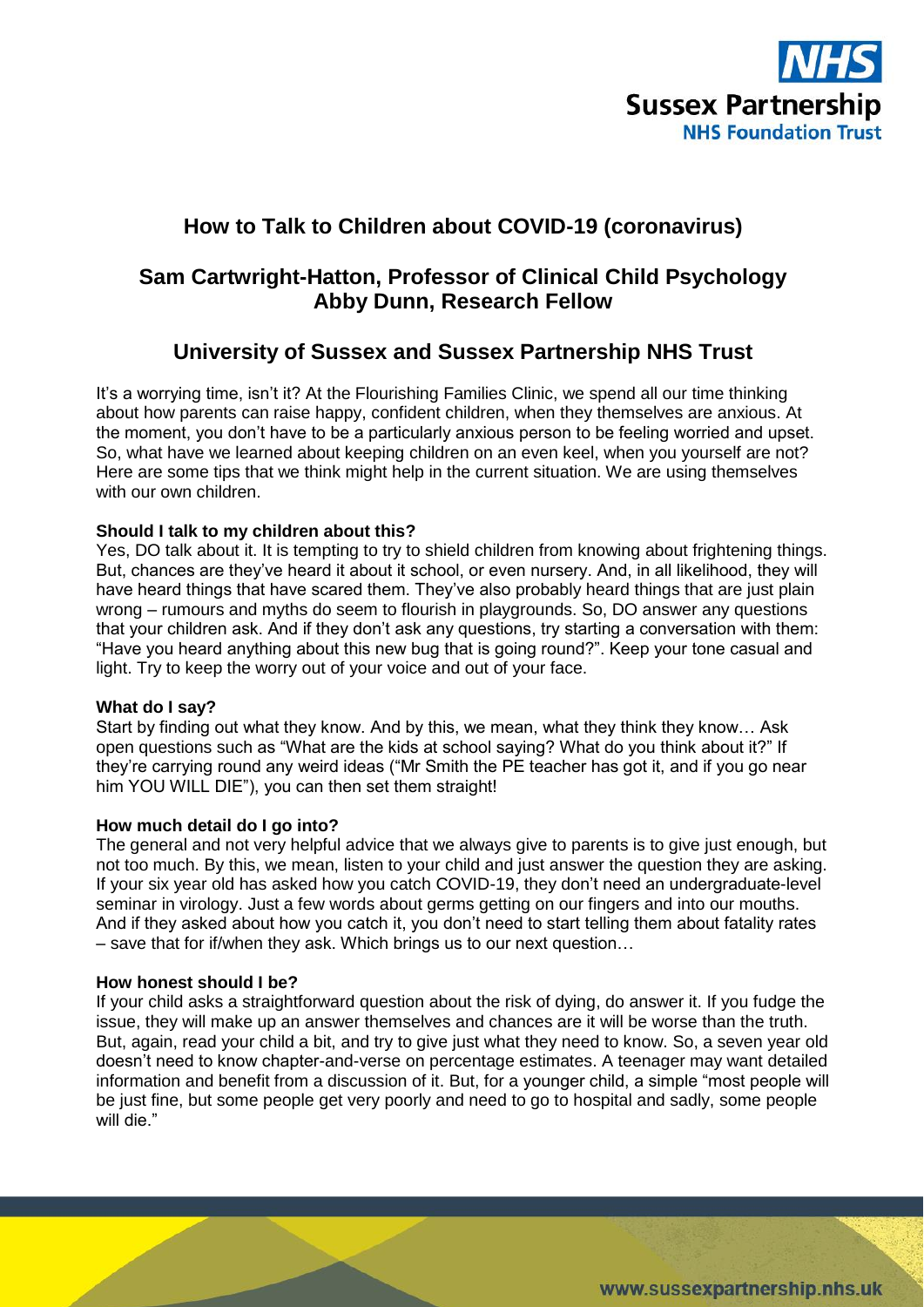# How to Talk to Children about COVID-19 (coronavirus)

## Sam Cartwright-Hatton, Professor of Clinical Child Psychology
## Abby Dunn, Research Fellow

## University of Sussex and Sussex Partnership NHS Trust

It's a worrying time, isn't it? At the Flourishing Families Clinic, we spend all our time thinking about how parents can raise happy, confident children, when they themselves are anxious. At the moment, you don't have to be a particularly anxious person to be feeling worried and upset. So, what have we learned about keeping children on an even keel, when you yourself are not? Here are some tips that we think might help in the current situation. We are using themselves with our own children.

**Should I talk to my children about this?**

Yes, DO talk about it. It is tempting to try to shield children from knowing about frightening things. But, chances are they've heard it about it school, or even nursery. And, in all likelihood, they will have heard things that have scared them. They've also probably heard things that are just plain wrong – rumours and myths do seem to flourish in playgrounds. So, DO answer any questions that your children ask. And if they don't ask any questions, try starting a conversation with them: "Have you heard anything about this new bug that is going round?". Keep your tone casual and light. Try to keep the worry out of your voice and out of your face.

**What do I say?**

Start by finding out what they know. And by this, we mean, what they think they know… Ask open questions such as "What are the kids at school saying? What do you think about it?" If they're carrying round any weird ideas ("Mr Smith the PE teacher has got it, and if you go near him YOU WILL DIE"), you can then set them straight!

**How much detail do I go into?**

The general and not very helpful advice that we always give to parents is to give just enough, but not too much. By this, we mean, listen to your child and just answer the question they are asking. If your six year old has asked how you catch COVID-19, they don't need an undergraduate-level seminar in virology. Just a few words about germs getting on our fingers and into our mouths. And if they asked about how you catch it, you don't need to start telling them about fatality rates – save that for if/when they ask. Which brings us to our next question…

**How honest should I be?**

If your child asks a straightforward question about the risk of dying, do answer it. If you fudge the issue, they will make up an answer themselves and chances are it will be worse than the truth. But, again, read your child a bit, and try to give just what they need to know. So, a seven year old doesn't need to know chapter-and-verse on percentage estimates. A teenager may want detailed information and benefit from a discussion of it. But, for a younger child, a simple "most people will be just fine, but some people get very poorly and need to go to hospital and sadly, some people will die."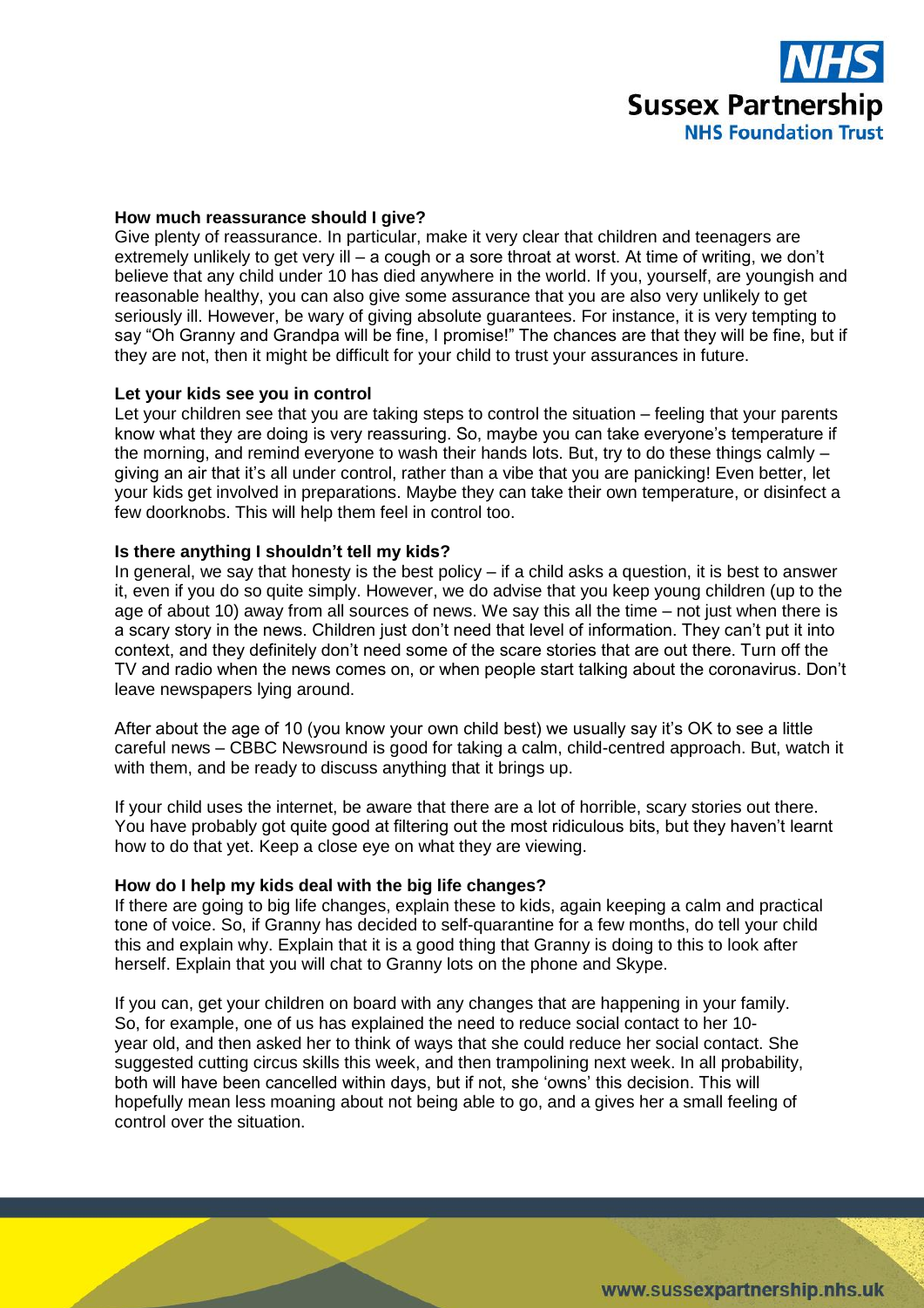### How much reassurance should I give?

Give plenty of reassurance. In particular, make it very clear that children and teenagers are extremely unlikely to get very ill – a cough or a sore throat at worst. At time of writing, we don't believe that any child under 10 has died anywhere in the world. If you, yourself, are youngish and reasonable healthy, you can also give some assurance that you are also very unlikely to get seriously ill. However, be wary of giving absolute guarantees. For instance, it is very tempting to say "Oh Granny and Grandpa will be fine, I promise!" The chances are that they will be fine, but if they are not, then it might be difficult for your child to trust your assurances in future.

### Let your kids see you in control

Let your children see that you are taking steps to control the situation – feeling that your parents know what they are doing is very reassuring. So, maybe you can take everyone's temperature if the morning, and remind everyone to wash their hands lots. But, try to do these things calmly – giving an air that it's all under control, rather than a vibe that you are panicking! Even better, let your kids get involved in preparations. Maybe they can take their own temperature, or disinfect a few doorknobs. This will help them feel in control too.

### Is there anything I shouldn't tell my kids?

In general, we say that honesty is the best policy – if a child asks a question, it is best to answer it, even if you do so quite simply. However, we do advise that you keep young children (up to the age of about 10) away from all sources of news. We say this all the time – not just when there is a scary story in the news. Children just don't need that level of information. They can't put it into context, and they definitely don't need some of the scare stories that are out there. Turn off the TV and radio when the news comes on, or when people start talking about the coronavirus. Don't leave newspapers lying around.

After about the age of 10 (you know your own child best) we usually say it's OK to see a little careful news – CBBC Newsround is good for taking a calm, child-centred approach. But, watch it with them, and be ready to discuss anything that it brings up.

If your child uses the internet, be aware that there are a lot of horrible, scary stories out there. You have probably got quite good at filtering out the most ridiculous bits, but they haven't learnt how to do that yet. Keep a close eye on what they are viewing.

### How do I help my kids deal with the big life changes?

If there are going to big life changes, explain these to kids, again keeping a calm and practical tone of voice. So, if Granny has decided to self-quarantine for a few months, do tell your child this and explain why. Explain that it is a good thing that Granny is doing to this to look after herself. Explain that you will chat to Granny lots on the phone and Skype.

If you can, get your children on board with any changes that are happening in your family. So, for example, one of us has explained the need to reduce social contact to her 10-year old, and then asked her to think of ways that she could reduce her social contact. She suggested cutting circus skills this week, and then trampolining next week. In all probability, both will have been cancelled within days, but if not, she 'owns' this decision. This will hopefully mean less moaning about not being able to go, and a gives her a small feeling of control over the situation.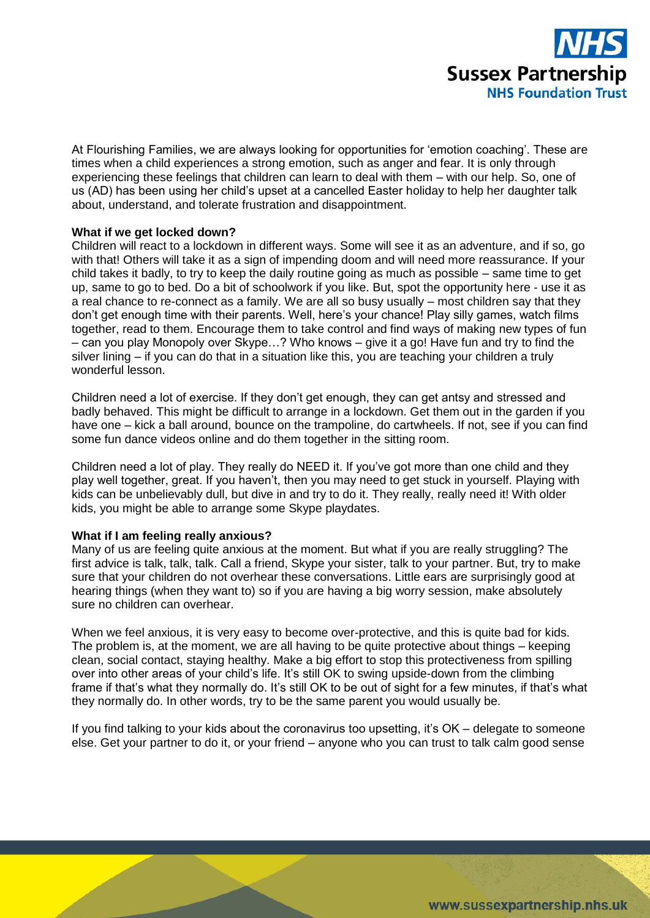At Flourishing Families, we are always looking for opportunities for 'emotion coaching'. These are times when a child experiences a strong emotion, such as anger and fear. It is only through experiencing these feelings that children can learn to deal with them – with our help. So, one of us (AD) has been using her child's upset at a cancelled Easter holiday to help her daughter talk about, understand, and tolerate frustration and disappointment.

**What if we get locked down?**

Children will react to a lockdown in different ways. Some will see it as an adventure, and if so, go with that! Others will take it as a sign of impending doom and will need more reassurance. If your child takes it badly, to try to keep the daily routine going as much as possible – same time to get up, same to go to bed. Do a bit of schoolwork if you like. But, spot the opportunity here - use it as a real chance to re-connect as a family. We are all so busy usually – most children say that they don't get enough time with their parents. Well, here's your chance! Play silly games, watch films together, read to them. Encourage them to take control and find ways of making new types of fun – can you play Monopoly over Skype…? Who knows – give it a go! Have fun and try to find the silver lining – if you can do that in a situation like this, you are teaching your children a truly wonderful lesson.

Children need a lot of exercise. If they don't get enough, they can get antsy and stressed and badly behaved. This might be difficult to arrange in a lockdown. Get them out in the garden if you have one – kick a ball around, bounce on the trampoline, do cartwheels. If not, see if you can find some fun dance videos online and do them together in the sitting room.

Children need a lot of play. They really do NEED it. If you've got more than one child and they play well together, great. If you haven't, then you may need to get stuck in yourself. Playing with kids can be unbelievably dull, but dive in and try to do it. They really, really need it! With older kids, you might be able to arrange some Skype playdates.

**What if I am feeling really anxious?**

Many of us are feeling quite anxious at the moment. But what if you are really struggling? The first advice is talk, talk, talk. Call a friend, Skype your sister, talk to your partner. But, try to make sure that your children do not overhear these conversations. Little ears are surprisingly good at hearing things (when they want to) so if you are having a big worry session, make absolutely sure no children can overhear.

When we feel anxious, it is very easy to become over-protective, and this is quite bad for kids. The problem is, at the moment, we are all having to be quite protective about things – keeping clean, social contact, staying healthy. Make a big effort to stop this protectiveness from spilling over into other areas of your child's life. It's still OK to swing upside-down from the climbing frame if that's what they normally do. It's still OK to be out of sight for a few minutes, if that's what they normally do. In other words, try to be the same parent you would usually be.

If you find talking to your kids about the coronavirus too upsetting, it's OK – delegate to someone else. Get your partner to do it, or your friend – anyone who you can trust to talk calm good sense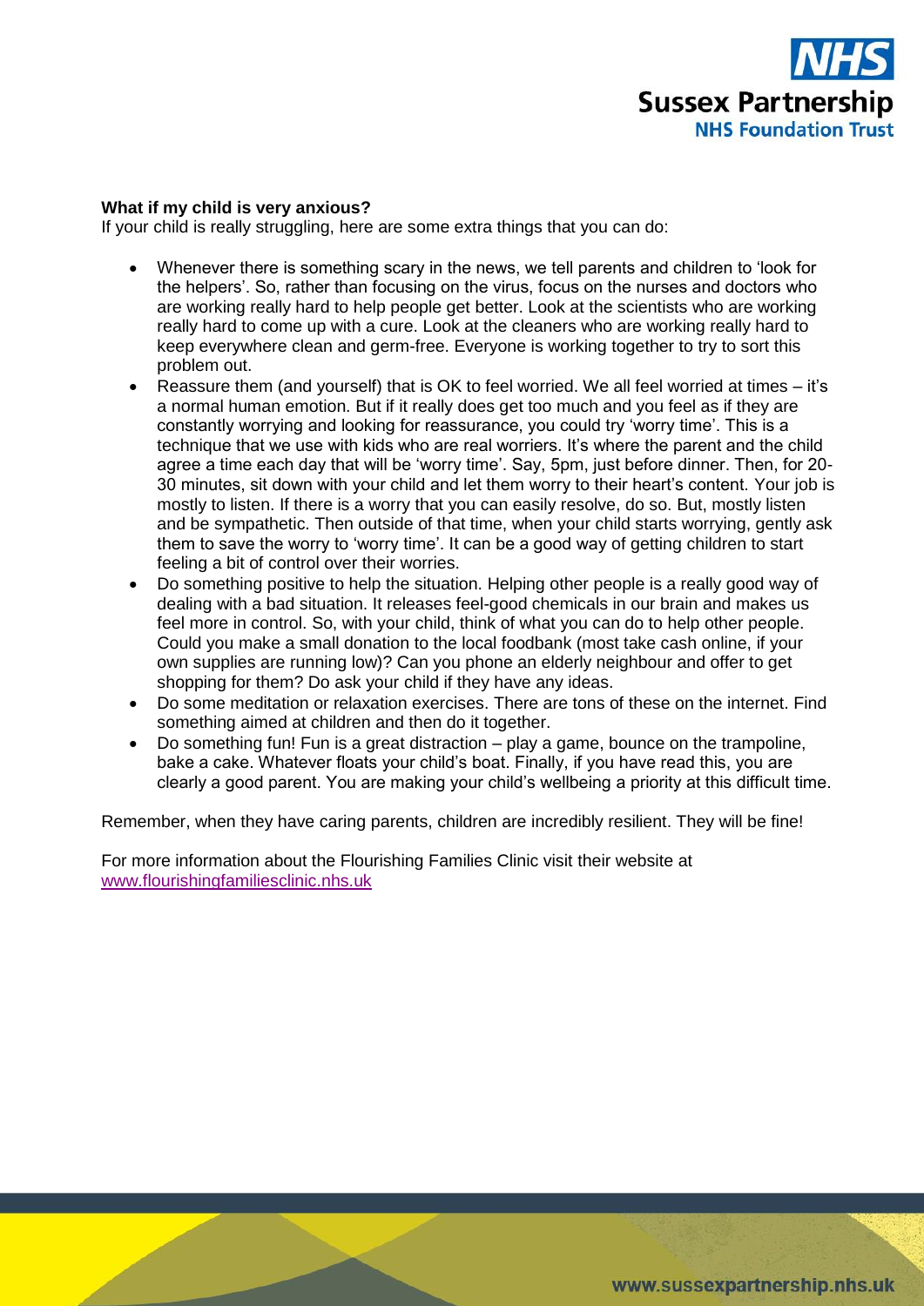**What if my child is very anxious?**

If your child is really struggling, here are some extra things that you can do:

- Whenever there is something scary in the news, we tell parents and children to 'look for the helpers'. So, rather than focusing on the virus, focus on the nurses and doctors who are working really hard to help people get better. Look at the scientists who are working really hard to come up with a cure. Look at the cleaners who are working really hard to keep everywhere clean and germ-free. Everyone is working together to try to sort this problem out.
- Reassure them (and yourself) that is OK to feel worried. We all feel worried at times – it's a normal human emotion. But if it really does get too much and you feel as if they are constantly worrying and looking for reassurance, you could try 'worry time'. This is a technique that we use with kids who are real worriers. It's where the parent and the child agree a time each day that will be 'worry time'. Say, 5pm, just before dinner. Then, for 20-30 minutes, sit down with your child and let them worry to their heart's content. Your job is mostly to listen. If there is a worry that you can easily resolve, do so. But, mostly listen and be sympathetic. Then outside of that time, when your child starts worrying, gently ask them to save the worry to 'worry time'. It can be a good way of getting children to start feeling a bit of control over their worries.
- Do something positive to help the situation. Helping other people is a really good way of dealing with a bad situation. It releases feel-good chemicals in our brain and makes us feel more in control. So, with your child, think of what you can do to help other people. Could you make a small donation to the local foodbank (most take cash online, if your own supplies are running low)? Can you phone an elderly neighbour and offer to get shopping for them? Do ask your child if they have any ideas.
- Do some meditation or relaxation exercises. There are tons of these on the internet. Find something aimed at children and then do it together.
- Do something fun! Fun is a great distraction – play a game, bounce on the trampoline, bake a cake. Whatever floats your child's boat. Finally, if you have read this, you are clearly a good parent. You are making your child's wellbeing a priority at this difficult time.

Remember, when they have caring parents, children are incredibly resilient. They will be fine!

For more information about the Flourishing Families Clinic visit their website at www.flourishingfamiliesclinic.nhs.uk